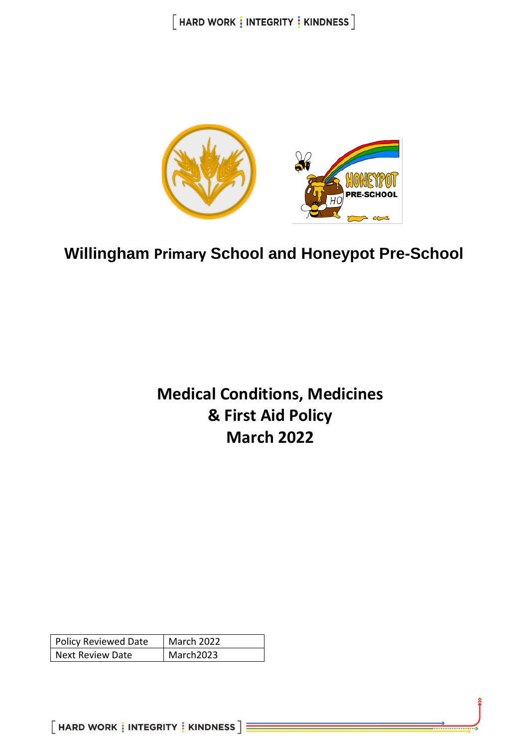# Willingham Primary School and Honeypot Pre-School

# Medical Conditions, Medicines & First Aid Policy March 2022

| Policy Reviewed Date | March 2022 |
|---|---|
| Next Review Date | March2023 |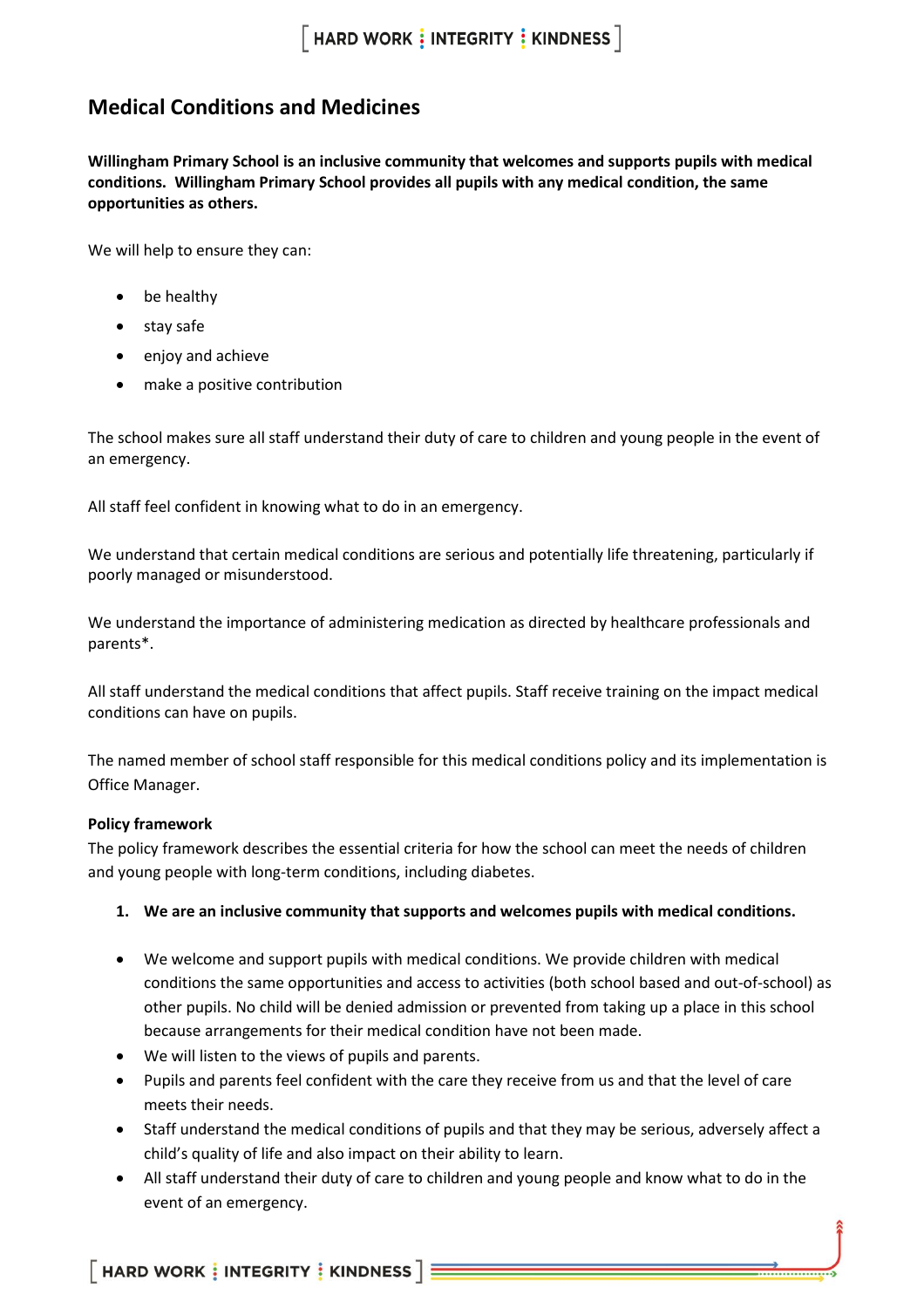## Medical Conditions and Medicines

**Willingham Primary School is an inclusive community that welcomes and supports pupils with medical conditions. Willingham Primary School provides all pupils with any medical condition, the same opportunities as others.**

We will help to ensure they can:

- be healthy
- stay safe
- enjoy and achieve
- make a positive contribution

The school makes sure all staff understand their duty of care to children and young people in the event of an emergency.

All staff feel confident in knowing what to do in an emergency.

We understand that certain medical conditions are serious and potentially life threatening, particularly if poorly managed or misunderstood.

We understand the importance of administering medication as directed by healthcare professionals and parents*.

All staff understand the medical conditions that affect pupils. Staff receive training on the impact medical conditions can have on pupils.

The named member of school staff responsible for this medical conditions policy and its implementation is Office Manager.

**Policy framework**

The policy framework describes the essential criteria for how the school can meet the needs of children and young people with long-term conditions, including diabetes.

1. **We are an inclusive community that supports and welcomes pupils with medical conditions.**

- We welcome and support pupils with medical conditions. We provide children with medical conditions the same opportunities and access to activities (both school based and out-of-school) as other pupils. No child will be denied admission or prevented from taking up a place in this school because arrangements for their medical condition have not been made.
- We will listen to the views of pupils and parents.
- Pupils and parents feel confident with the care they receive from us and that the level of care meets their needs.
- Staff understand the medical conditions of pupils and that they may be serious, adversely affect a child's quality of life and also impact on their ability to learn.
- All staff understand their duty of care to children and young people and know what to do in the event of an emergency.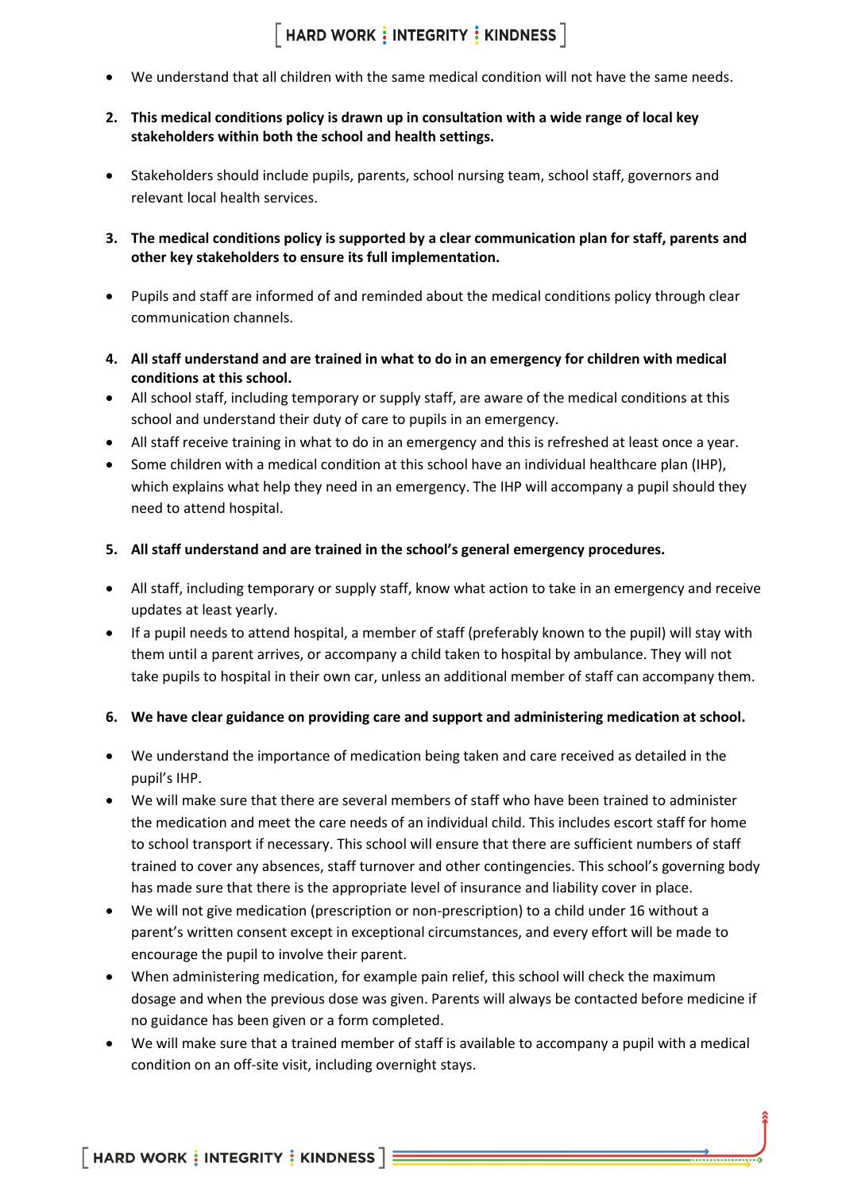- We understand that all children with the same medical condition will not have the same needs.

2. **This medical conditions policy is drawn up in consultation with a wide range of local key stakeholders within both the school and health settings.**

- Stakeholders should include pupils, parents, school nursing team, school staff, governors and relevant local health services.

3. **The medical conditions policy is supported by a clear communication plan for staff, parents and other key stakeholders to ensure its full implementation.**

- Pupils and staff are informed of and reminded about the medical conditions policy through clear communication channels.

4. **All staff understand and are trained in what to do in an emergency for children with medical conditions at this school.**

- All school staff, including temporary or supply staff, are aware of the medical conditions at this school and understand their duty of care to pupils in an emergency.
- All staff receive training in what to do in an emergency and this is refreshed at least once a year.
- Some children with a medical condition at this school have an individual healthcare plan (IHP), which explains what help they need in an emergency. The IHP will accompany a pupil should they need to attend hospital.

5. **All staff understand and are trained in the school's general emergency procedures.**

- All staff, including temporary or supply staff, know what action to take in an emergency and receive updates at least yearly.
- If a pupil needs to attend hospital, a member of staff (preferably known to the pupil) will stay with them until a parent arrives, or accompany a child taken to hospital by ambulance. They will not take pupils to hospital in their own car, unless an additional member of staff can accompany them.

6. **We have clear guidance on providing care and support and administering medication at school.**

- We understand the importance of medication being taken and care received as detailed in the pupil's IHP.
- We will make sure that there are several members of staff who have been trained to administer the medication and meet the care needs of an individual child. This includes escort staff for home to school transport if necessary. This school will ensure that there are sufficient numbers of staff trained to cover any absences, staff turnover and other contingencies. This school's governing body has made sure that there is the appropriate level of insurance and liability cover in place.
- We will not give medication (prescription or non-prescription) to a child under 16 without a parent's written consent except in exceptional circumstances, and every effort will be made to encourage the pupil to involve their parent.
- When administering medication, for example pain relief, this school will check the maximum dosage and when the previous dose was given. Parents will always be contacted before medicine if no guidance has been given or a form completed.
- We will make sure that a trained member of staff is available to accompany a pupil with a medical condition on an off-site visit, including overnight stays.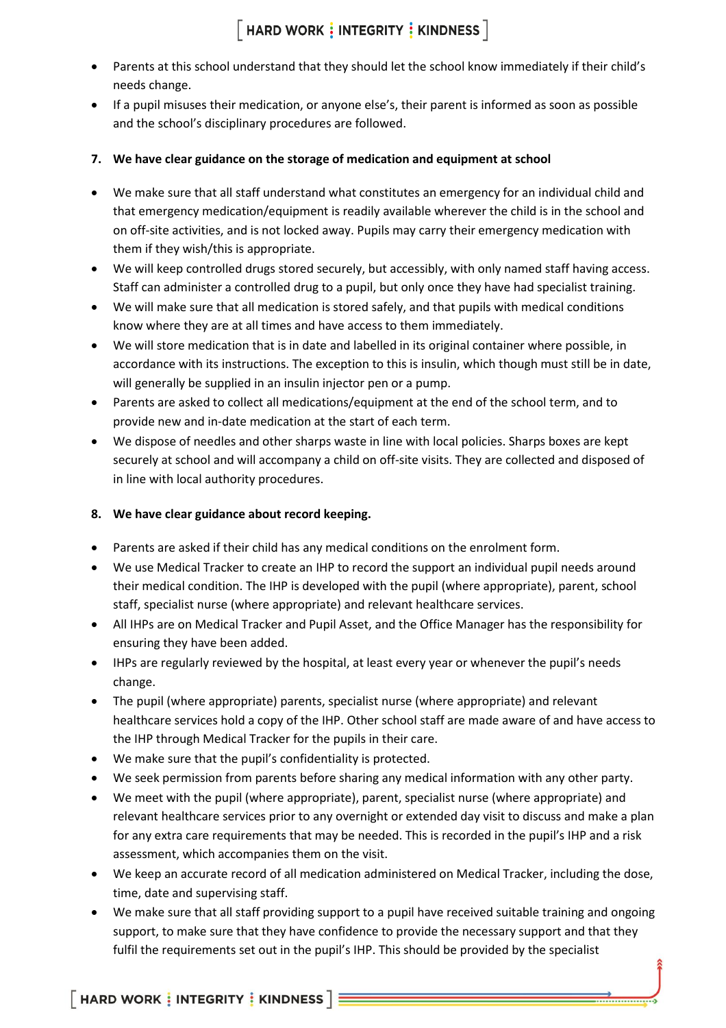- Parents at this school understand that they should let the school know immediately if their child's needs change.
- If a pupil misuses their medication, or anyone else's, their parent is informed as soon as possible and the school's disciplinary procedures are followed.

**7. We have clear guidance on the storage of medication and equipment at school**

- We make sure that all staff understand what constitutes an emergency for an individual child and that emergency medication/equipment is readily available wherever the child is in the school and on off-site activities, and is not locked away. Pupils may carry their emergency medication with them if they wish/this is appropriate.
- We will keep controlled drugs stored securely, but accessibly, with only named staff having access. Staff can administer a controlled drug to a pupil, but only once they have had specialist training.
- We will make sure that all medication is stored safely, and that pupils with medical conditions know where they are at all times and have access to them immediately.
- We will store medication that is in date and labelled in its original container where possible, in accordance with its instructions. The exception to this is insulin, which though must still be in date, will generally be supplied in an insulin injector pen or a pump.
- Parents are asked to collect all medications/equipment at the end of the school term, and to provide new and in-date medication at the start of each term.
- We dispose of needles and other sharps waste in line with local policies. Sharps boxes are kept securely at school and will accompany a child on off-site visits. They are collected and disposed of in line with local authority procedures.

**8. We have clear guidance about record keeping.**

- Parents are asked if their child has any medical conditions on the enrolment form.
- We use Medical Tracker to create an IHP to record the support an individual pupil needs around their medical condition. The IHP is developed with the pupil (where appropriate), parent, school staff, specialist nurse (where appropriate) and relevant healthcare services.
- All IHPs are on Medical Tracker and Pupil Asset, and the Office Manager has the responsibility for ensuring they have been added.
- IHPs are regularly reviewed by the hospital, at least every year or whenever the pupil's needs change.
- The pupil (where appropriate) parents, specialist nurse (where appropriate) and relevant healthcare services hold a copy of the IHP. Other school staff are made aware of and have access to the IHP through Medical Tracker for the pupils in their care.
- We make sure that the pupil's confidentiality is protected.
- We seek permission from parents before sharing any medical information with any other party.
- We meet with the pupil (where appropriate), parent, specialist nurse (where appropriate) and relevant healthcare services prior to any overnight or extended day visit to discuss and make a plan for any extra care requirements that may be needed. This is recorded in the pupil's IHP and a risk assessment, which accompanies them on the visit.
- We keep an accurate record of all medication administered on Medical Tracker, including the dose, time, date and supervising staff.
- We make sure that all staff providing support to a pupil have received suitable training and ongoing support, to make sure that they have confidence to provide the necessary support and that they fulfil the requirements set out in the pupil's IHP. This should be provided by the specialist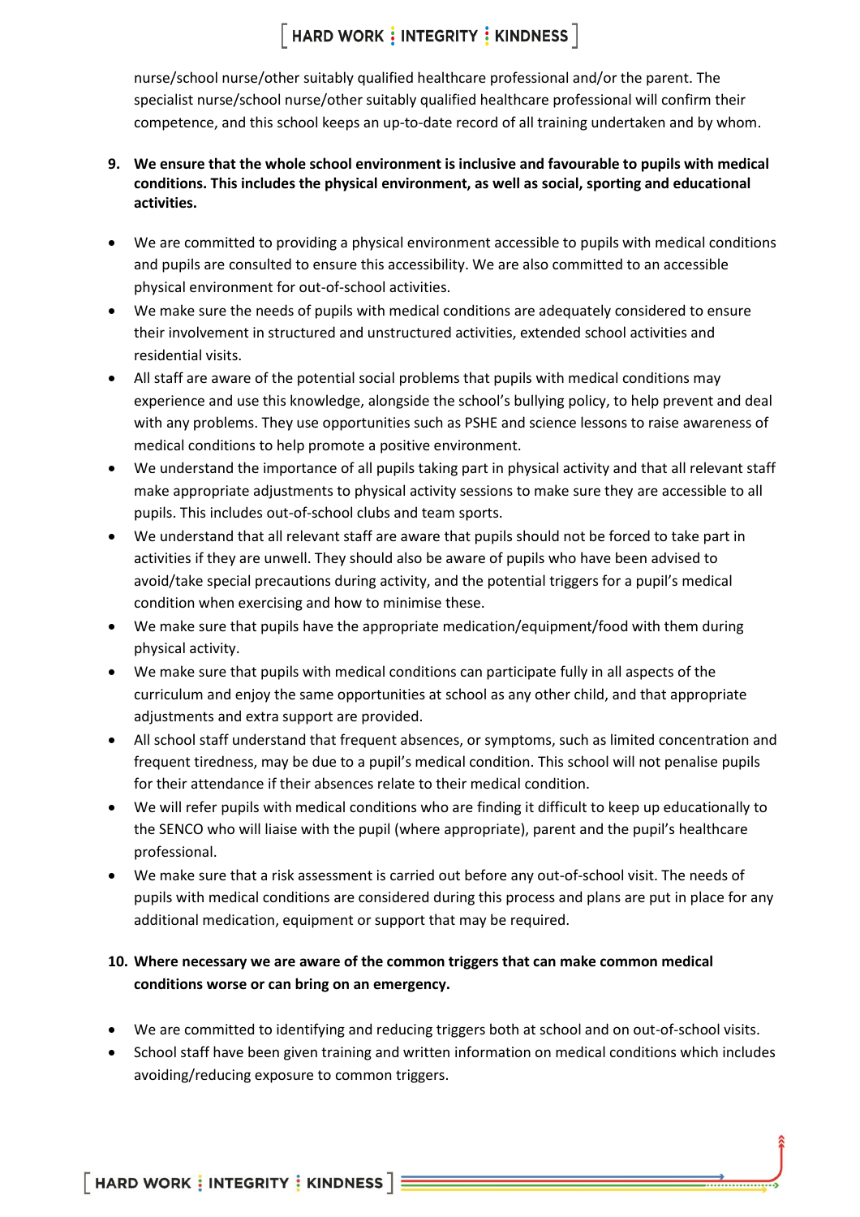nurse/school nurse/other suitably qualified healthcare professional and/or the parent. The specialist nurse/school nurse/other suitably qualified healthcare professional will confirm their competence, and this school keeps an up-to-date record of all training undertaken and by whom.

9. **We ensure that the whole school environment is inclusive and favourable to pupils with medical conditions. This includes the physical environment, as well as social, sporting and educational activities.**

- We are committed to providing a physical environment accessible to pupils with medical conditions and pupils are consulted to ensure this accessibility. We are also committed to an accessible physical environment for out-of-school activities.
- We make sure the needs of pupils with medical conditions are adequately considered to ensure their involvement in structured and unstructured activities, extended school activities and residential visits.
- All staff are aware of the potential social problems that pupils with medical conditions may experience and use this knowledge, alongside the school's bullying policy, to help prevent and deal with any problems. They use opportunities such as PSHE and science lessons to raise awareness of medical conditions to help promote a positive environment.
- We understand the importance of all pupils taking part in physical activity and that all relevant staff make appropriate adjustments to physical activity sessions to make sure they are accessible to all pupils. This includes out-of-school clubs and team sports.
- We understand that all relevant staff are aware that pupils should not be forced to take part in activities if they are unwell. They should also be aware of pupils who have been advised to avoid/take special precautions during activity, and the potential triggers for a pupil's medical condition when exercising and how to minimise these.
- We make sure that pupils have the appropriate medication/equipment/food with them during physical activity.
- We make sure that pupils with medical conditions can participate fully in all aspects of the curriculum and enjoy the same opportunities at school as any other child, and that appropriate adjustments and extra support are provided.
- All school staff understand that frequent absences, or symptoms, such as limited concentration and frequent tiredness, may be due to a pupil's medical condition. This school will not penalise pupils for their attendance if their absences relate to their medical condition.
- We will refer pupils with medical conditions who are finding it difficult to keep up educationally to the SENCO who will liaise with the pupil (where appropriate), parent and the pupil's healthcare professional.
- We make sure that a risk assessment is carried out before any out-of-school visit. The needs of pupils with medical conditions are considered during this process and plans are put in place for any additional medication, equipment or support that may be required.

10. **Where necessary we are aware of the common triggers that can make common medical conditions worse or can bring on an emergency.**

- We are committed to identifying and reducing triggers both at school and on out-of-school visits.
- School staff have been given training and written information on medical conditions which includes avoiding/reducing exposure to common triggers.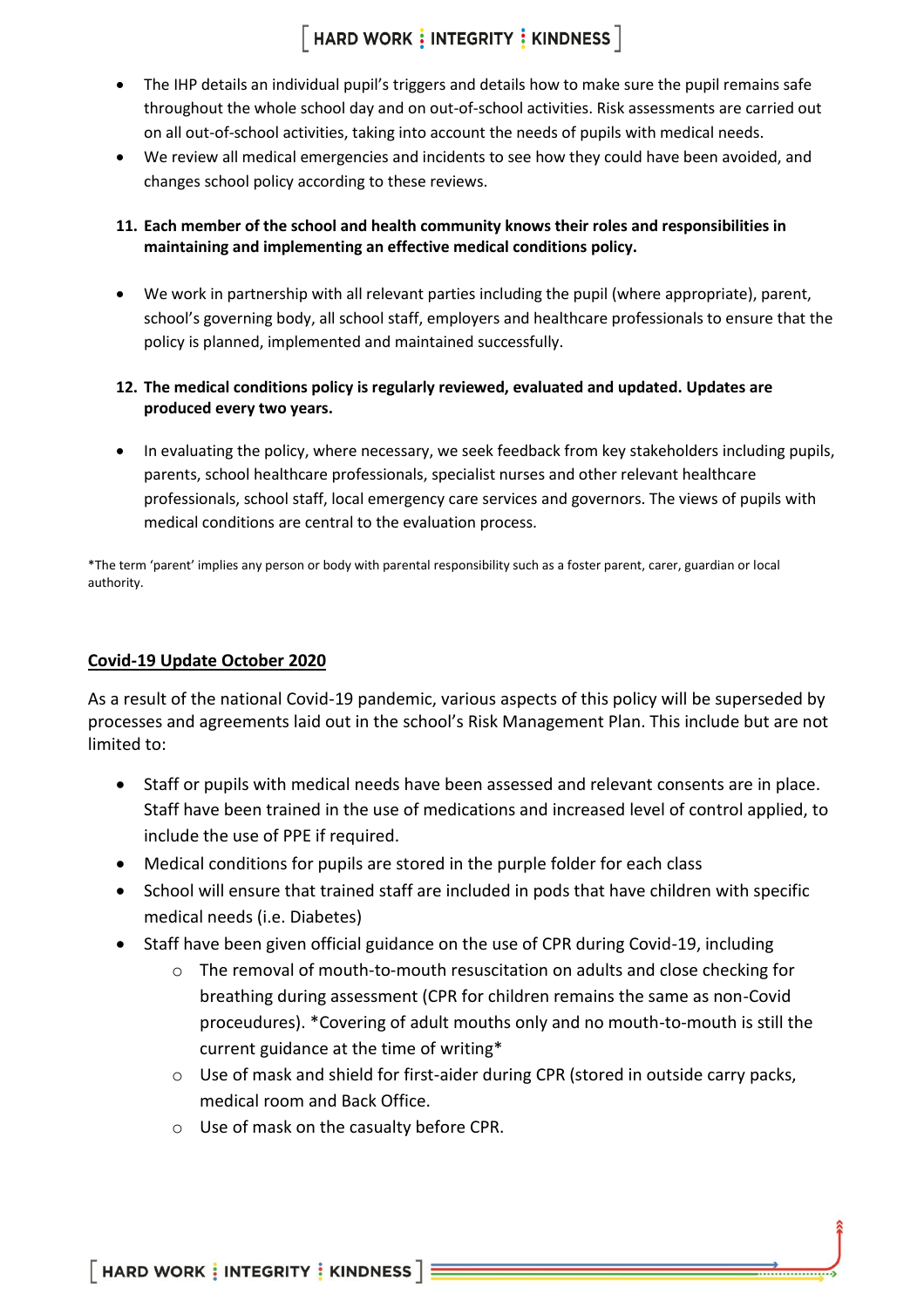- The IHP details an individual pupil's triggers and details how to make sure the pupil remains safe throughout the whole school day and on out-of-school activities. Risk assessments are carried out on all out-of-school activities, taking into account the needs of pupils with medical needs.
- We review all medical emergencies and incidents to see how they could have been avoided, and changes school policy according to these reviews.

**11. Each member of the school and health community knows their roles and responsibilities in maintaining and implementing an effective medical conditions policy.**

- We work in partnership with all relevant parties including the pupil (where appropriate), parent, school's governing body, all school staff, employers and healthcare professionals to ensure that the policy is planned, implemented and maintained successfully.

**12. The medical conditions policy is regularly reviewed, evaluated and updated. Updates are produced every two years.**

- In evaluating the policy, where necessary, we seek feedback from key stakeholders including pupils, parents, school healthcare professionals, specialist nurses and other relevant healthcare professionals, school staff, local emergency care services and governors. The views of pupils with medical conditions are central to the evaluation process.

*The term 'parent' implies any person or body with parental responsibility such as a foster parent, carer, guardian or local authority.

**<u>Covid-19 Update October 2020</u>**

As a result of the national Covid-19 pandemic, various aspects of this policy will be superseded by processes and agreements laid out in the school's Risk Management Plan. This include but are not limited to:

- Staff or pupils with medical needs have been assessed and relevant consents are in place. Staff have been trained in the use of medications and increased level of control applied, to include the use of PPE if required.
- Medical conditions for pupils are stored in the purple folder for each class
- School will ensure that trained staff are included in pods that have children with specific medical needs (i.e. Diabetes)
- Staff have been given official guidance on the use of CPR during Covid-19, including
  - The removal of mouth-to-mouth resuscitation on adults and close checking for breathing during assessment (CPR for children remains the same as non-Covid proceudures). *Covering of adult mouths only and no mouth-to-mouth is still the current guidance at the time of writing*
  - Use of mask and shield for first-aider during CPR (stored in outside carry packs, medical room and Back Office.
  - Use of mask on the casualty before CPR.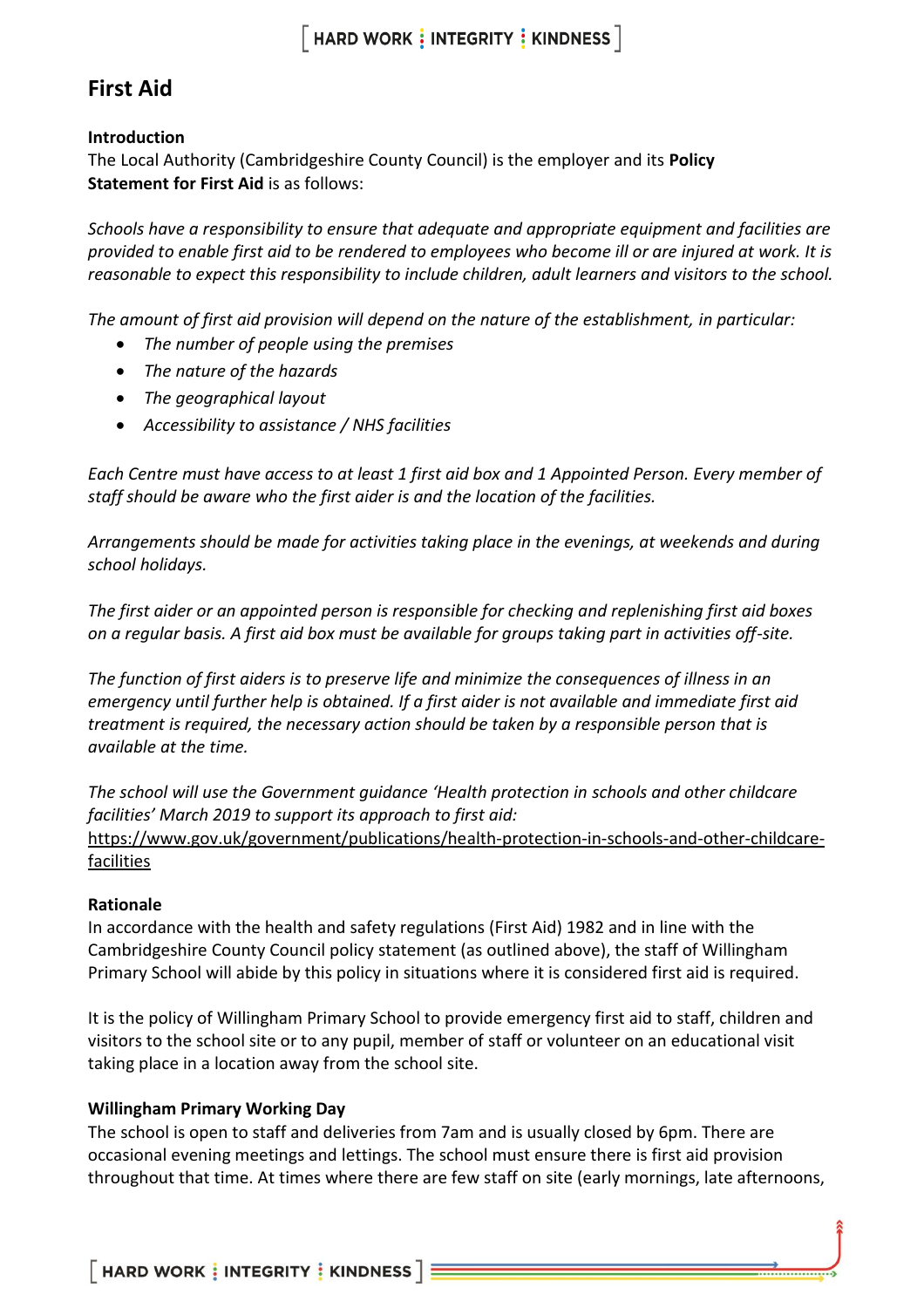## First Aid

**Introduction**
The Local Authority (Cambridgeshire County Council) is the employer and its **Policy Statement for First Aid** is as follows:

*Schools have a responsibility to ensure that adequate and appropriate equipment and facilities are provided to enable first aid to be rendered to employees who become ill or are injured at work. It is reasonable to expect this responsibility to include children, adult learners and visitors to the school.*

*The amount of first aid provision will depend on the nature of the establishment, in particular:*

- *The number of people using the premises*
- *The nature of the hazards*
- *The geographical layout*
- *Accessibility to assistance / NHS facilities*

*Each Centre must have access to at least 1 first aid box and 1 Appointed Person. Every member of staff should be aware who the first aider is and the location of the facilities.*

*Arrangements should be made for activities taking place in the evenings, at weekends and during school holidays.*

*The first aider or an appointed person is responsible for checking and replenishing first aid boxes on a regular basis. A first aid box must be available for groups taking part in activities off-site.*

*The function of first aiders is to preserve life and minimize the consequences of illness in an emergency until further help is obtained. If a first aider is not available and immediate first aid treatment is required, the necessary action should be taken by a responsible person that is available at the time.*

*The school will use the Government guidance 'Health protection in schools and other childcare facilities' March 2019 to support its approach to first aid:*
https://www.gov.uk/government/publications/health-protection-in-schools-and-other-childcare-facilities

**Rationale**
In accordance with the health and safety regulations (First Aid) 1982 and in line with the Cambridgeshire County Council policy statement (as outlined above), the staff of Willingham Primary School will abide by this policy in situations where it is considered first aid is required.

It is the policy of Willingham Primary School to provide emergency first aid to staff, children and visitors to the school site or to any pupil, member of staff or volunteer on an educational visit taking place in a location away from the school site.

**Willingham Primary Working Day**
The school is open to staff and deliveries from 7am and is usually closed by 6pm. There are occasional evening meetings and lettings. The school must ensure there is first aid provision throughout that time. At times where there are few staff on site (early mornings, late afternoons,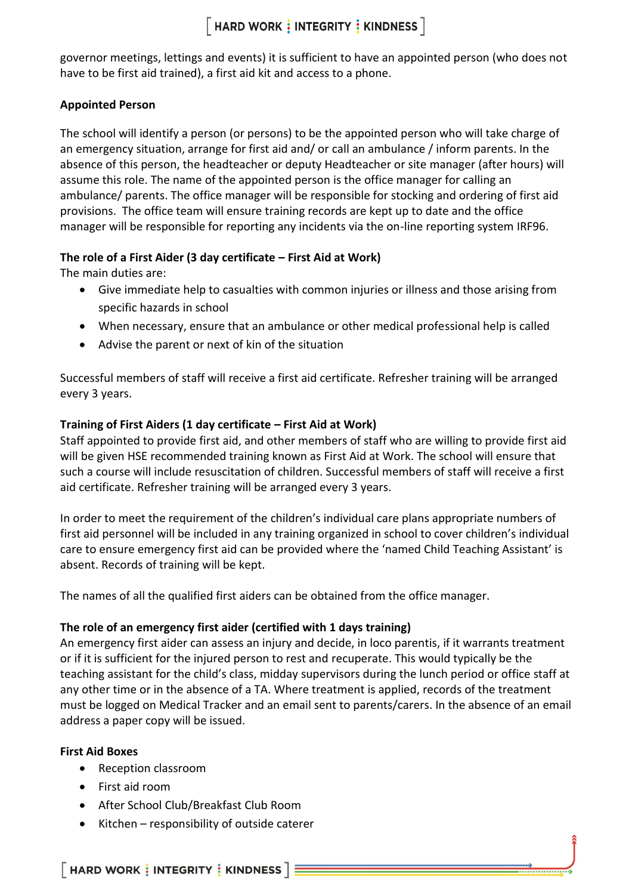governor meetings, lettings and events) it is sufficient to have an appointed person (who does not have to be first aid trained), a first aid kit and access to a phone.

**Appointed Person**

The school will identify a person (or persons) to be the appointed person who will take charge of an emergency situation, arrange for first aid and/ or call an ambulance / inform parents. In the absence of this person, the headteacher or deputy Headteacher or site manager (after hours) will assume this role. The name of the appointed person is the office manager for calling an ambulance/ parents. The office manager will be responsible for stocking and ordering of first aid provisions. The office team will ensure training records are kept up to date and the office manager will be responsible for reporting any incidents via the on-line reporting system IRF96.

**The role of a First Aider (3 day certificate – First Aid at Work)**

The main duties are:

- Give immediate help to casualties with common injuries or illness and those arising from specific hazards in school
- When necessary, ensure that an ambulance or other medical professional help is called
- Advise the parent or next of kin of the situation

Successful members of staff will receive a first aid certificate. Refresher training will be arranged every 3 years.

**Training of First Aiders (1 day certificate – First Aid at Work)**

Staff appointed to provide first aid, and other members of staff who are willing to provide first aid will be given HSE recommended training known as First Aid at Work. The school will ensure that such a course will include resuscitation of children. Successful members of staff will receive a first aid certificate. Refresher training will be arranged every 3 years.

In order to meet the requirement of the children's individual care plans appropriate numbers of first aid personnel will be included in any training organized in school to cover children's individual care to ensure emergency first aid can be provided where the 'named Child Teaching Assistant' is absent. Records of training will be kept.

The names of all the qualified first aiders can be obtained from the office manager.

**The role of an emergency first aider (certified with 1 days training)**

An emergency first aider can assess an injury and decide, in loco parentis, if it warrants treatment or if it is sufficient for the injured person to rest and recuperate. This would typically be the teaching assistant for the child's class, midday supervisors during the lunch period or office staff at any other time or in the absence of a TA. Where treatment is applied, records of the treatment must be logged on Medical Tracker and an email sent to parents/carers. In the absence of an email address a paper copy will be issued.

**First Aid Boxes**

- Reception classroom
- First aid room
- After School Club/Breakfast Club Room
- Kitchen – responsibility of outside caterer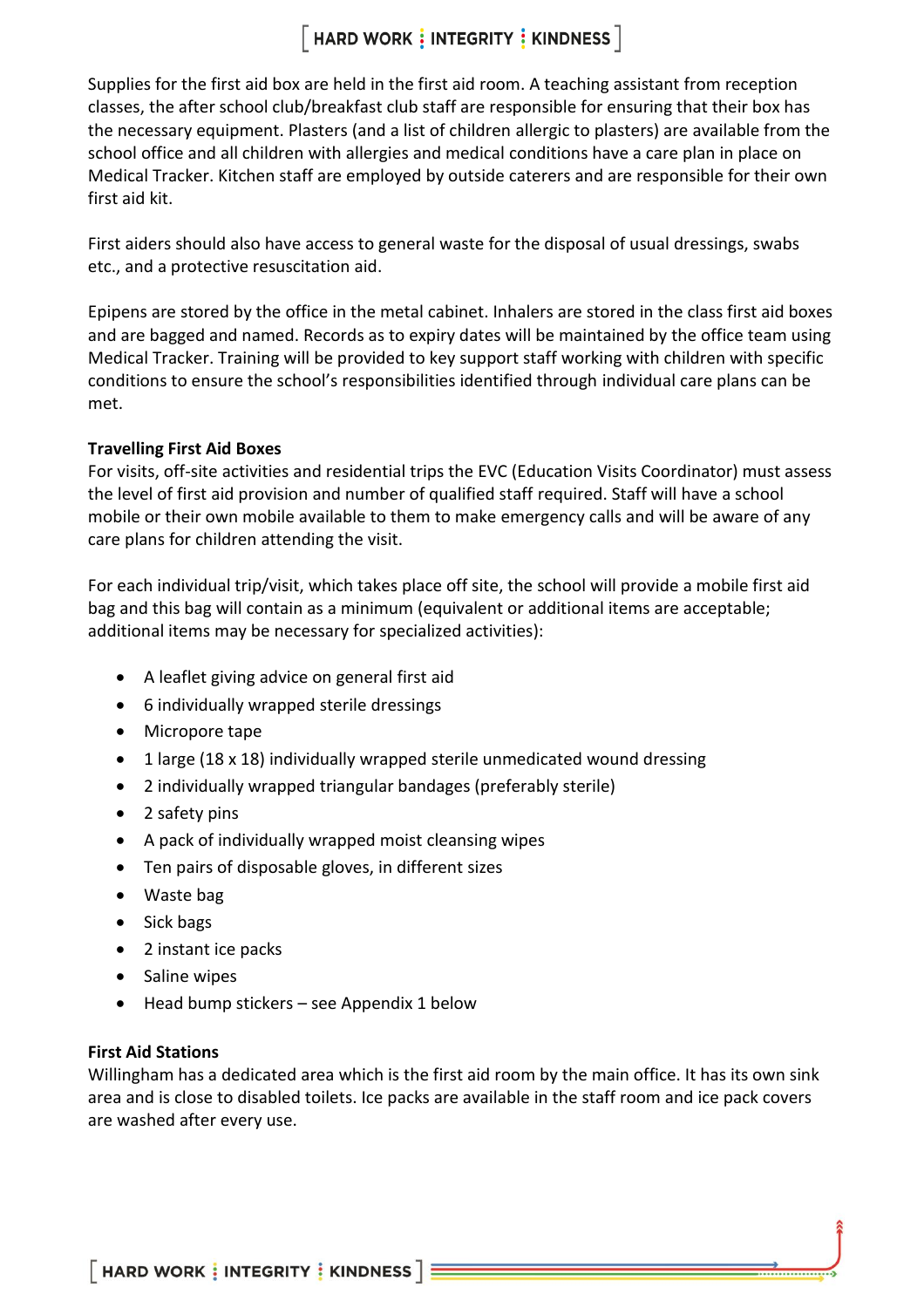Supplies for the first aid box are held in the first aid room. A teaching assistant from reception classes, the after school club/breakfast club staff are responsible for ensuring that their box has the necessary equipment. Plasters (and a list of children allergic to plasters) are available from the school office and all children with allergies and medical conditions have a care plan in place on Medical Tracker. Kitchen staff are employed by outside caterers and are responsible for their own first aid kit.

First aiders should also have access to general waste for the disposal of usual dressings, swabs etc., and a protective resuscitation aid.

Epipens are stored by the office in the metal cabinet. Inhalers are stored in the class first aid boxes and are bagged and named. Records as to expiry dates will be maintained by the office team using Medical Tracker. Training will be provided to key support staff working with children with specific conditions to ensure the school's responsibilities identified through individual care plans can be met.

**Travelling First Aid Boxes**

For visits, off-site activities and residential trips the EVC (Education Visits Coordinator) must assess the level of first aid provision and number of qualified staff required. Staff will have a school mobile or their own mobile available to them to make emergency calls and will be aware of any care plans for children attending the visit.

For each individual trip/visit, which takes place off site, the school will provide a mobile first aid bag and this bag will contain as a minimum (equivalent or additional items are acceptable; additional items may be necessary for specialized activities):

- A leaflet giving advice on general first aid
- 6 individually wrapped sterile dressings
- Micropore tape
- 1 large (18 x 18) individually wrapped sterile unmedicated wound dressing
- 2 individually wrapped triangular bandages (preferably sterile)
- 2 safety pins
- A pack of individually wrapped moist cleansing wipes
- Ten pairs of disposable gloves, in different sizes
- Waste bag
- Sick bags
- 2 instant ice packs
- Saline wipes
- Head bump stickers – see Appendix 1 below

**First Aid Stations**

Willingham has a dedicated area which is the first aid room by the main office. It has its own sink area and is close to disabled toilets. Ice packs are available in the staff room and ice pack covers are washed after every use.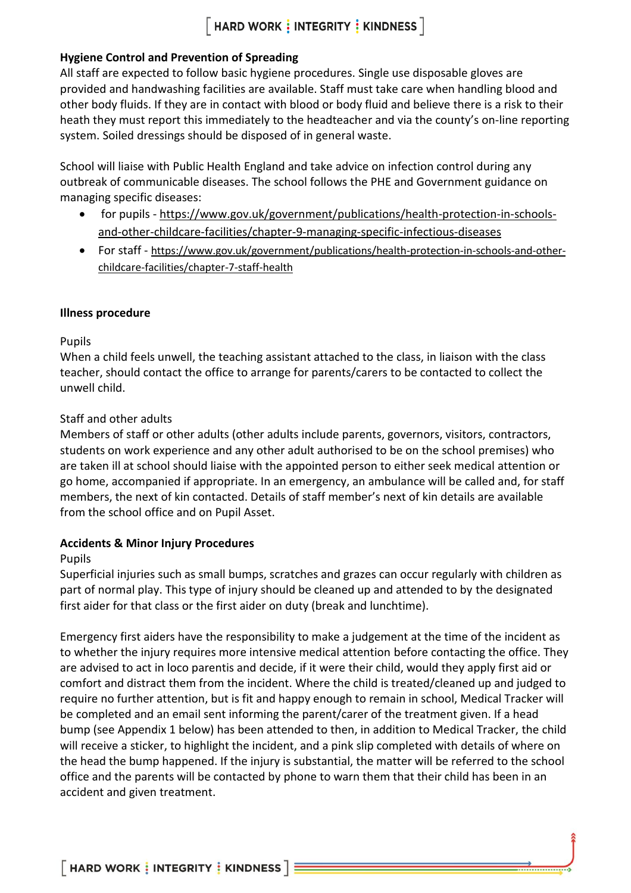**Hygiene Control and Prevention of Spreading**

All staff are expected to follow basic hygiene procedures. Single use disposable gloves are provided and handwashing facilities are available. Staff must take care when handling blood and other body fluids. If they are in contact with blood or body fluid and believe there is a risk to their heath they must report this immediately to the headteacher and via the county's on-line reporting system. Soiled dressings should be disposed of in general waste.

School will liaise with Public Health England and take advice on infection control during any outbreak of communicable diseases. The school follows the PHE and Government guidance on managing specific diseases:

- for pupils - https://www.gov.uk/government/publications/health-protection-in-schools-and-other-childcare-facilities/chapter-9-managing-specific-infectious-diseases
- For staff - https://www.gov.uk/government/publications/health-protection-in-schools-and-other-childcare-facilities/chapter-7-staff-health

**Illness procedure**

Pupils

When a child feels unwell, the teaching assistant attached to the class, in liaison with the class teacher, should contact the office to arrange for parents/carers to be contacted to collect the unwell child.

Staff and other adults

Members of staff or other adults (other adults include parents, governors, visitors, contractors, students on work experience and any other adult authorised to be on the school premises) who are taken ill at school should liaise with the appointed person to either seek medical attention or go home, accompanied if appropriate. In an emergency, an ambulance will be called and, for staff members, the next of kin contacted. Details of staff member's next of kin details are available from the school office and on Pupil Asset.

**Accidents & Minor Injury Procedures**

Pupils

Superficial injuries such as small bumps, scratches and grazes can occur regularly with children as part of normal play. This type of injury should be cleaned up and attended to by the designated first aider for that class or the first aider on duty (break and lunchtime).

Emergency first aiders have the responsibility to make a judgement at the time of the incident as to whether the injury requires more intensive medical attention before contacting the office. They are advised to act in loco parentis and decide, if it were their child, would they apply first aid or comfort and distract them from the incident. Where the child is treated/cleaned up and judged to require no further attention, but is fit and happy enough to remain in school, Medical Tracker will be completed and an email sent informing the parent/carer of the treatment given. If a head bump (see Appendix 1 below) has been attended to then, in addition to Medical Tracker, the child will receive a sticker, to highlight the incident, and a pink slip completed with details of where on the head the bump happened. If the injury is substantial, the matter will be referred to the school office and the parents will be contacted by phone to warn them that their child has been in an accident and given treatment.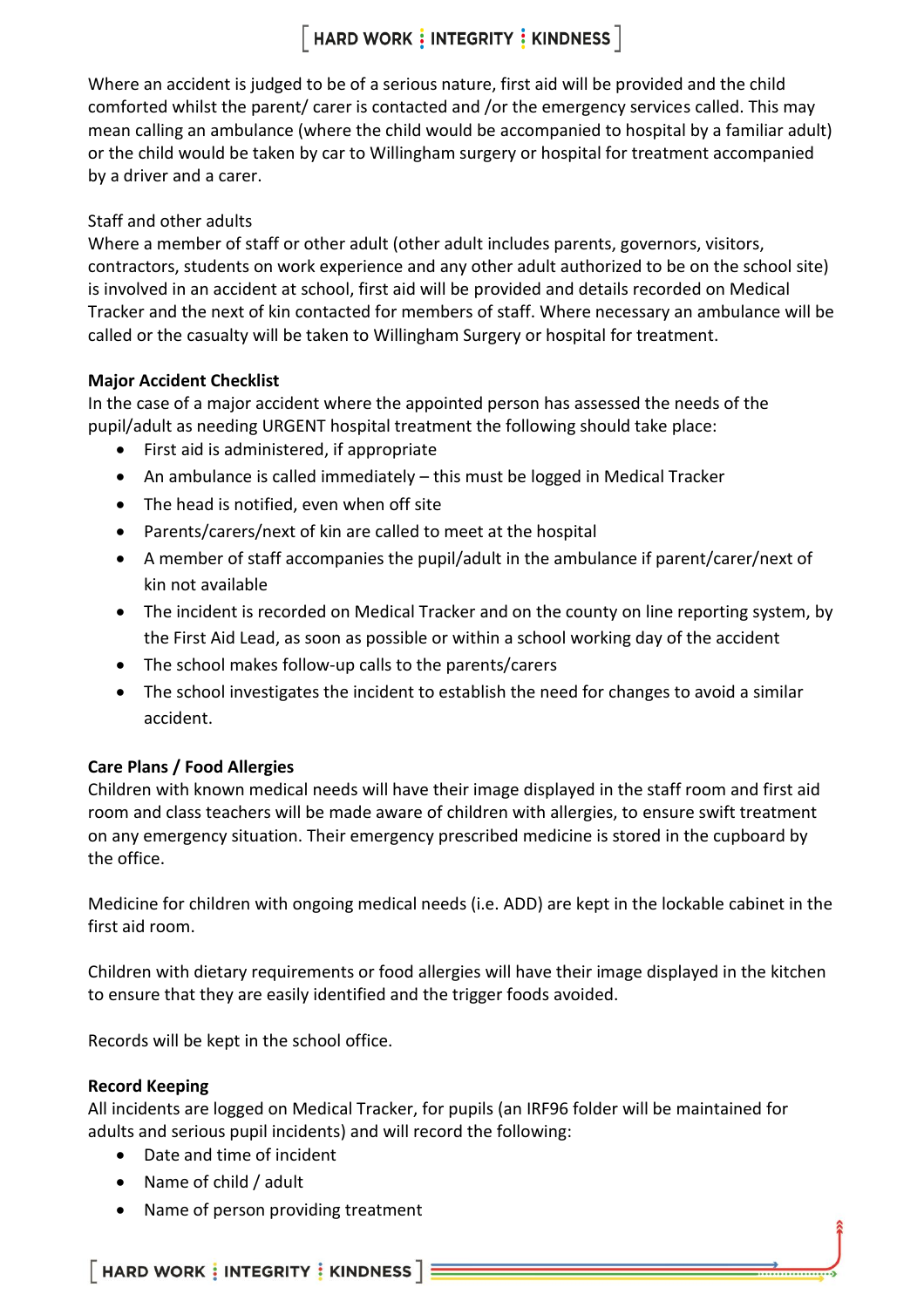Where an accident is judged to be of a serious nature, first aid will be provided and the child comforted whilst the parent/ carer is contacted and /or the emergency services called. This may mean calling an ambulance (where the child would be accompanied to hospital by a familiar adult) or the child would be taken by car to Willingham surgery or hospital for treatment accompanied by a driver and a carer.

Staff and other adults

Where a member of staff or other adult (other adult includes parents, governors, visitors, contractors, students on work experience and any other adult authorized to be on the school site) is involved in an accident at school, first aid will be provided and details recorded on Medical Tracker and the next of kin contacted for members of staff. Where necessary an ambulance will be called or the casualty will be taken to Willingham Surgery or hospital for treatment.

**Major Accident Checklist**

In the case of a major accident where the appointed person has assessed the needs of the pupil/adult as needing URGENT hospital treatment the following should take place:

- First aid is administered, if appropriate
- An ambulance is called immediately – this must be logged in Medical Tracker
- The head is notified, even when off site
- Parents/carers/next of kin are called to meet at the hospital
- A member of staff accompanies the pupil/adult in the ambulance if parent/carer/next of kin not available
- The incident is recorded on Medical Tracker and on the county on line reporting system, by the First Aid Lead, as soon as possible or within a school working day of the accident
- The school makes follow-up calls to the parents/carers
- The school investigates the incident to establish the need for changes to avoid a similar accident.

**Care Plans / Food Allergies**

Children with known medical needs will have their image displayed in the staff room and first aid room and class teachers will be made aware of children with allergies, to ensure swift treatment on any emergency situation. Their emergency prescribed medicine is stored in the cupboard by the office.

Medicine for children with ongoing medical needs (i.e. ADD) are kept in the lockable cabinet in the first aid room.

Children with dietary requirements or food allergies will have their image displayed in the kitchen to ensure that they are easily identified and the trigger foods avoided.

Records will be kept in the school office.

**Record Keeping**

All incidents are logged on Medical Tracker, for pupils (an IRF96 folder will be maintained for adults and serious pupil incidents) and will record the following:

- Date and time of incident
- Name of child / adult
- Name of person providing treatment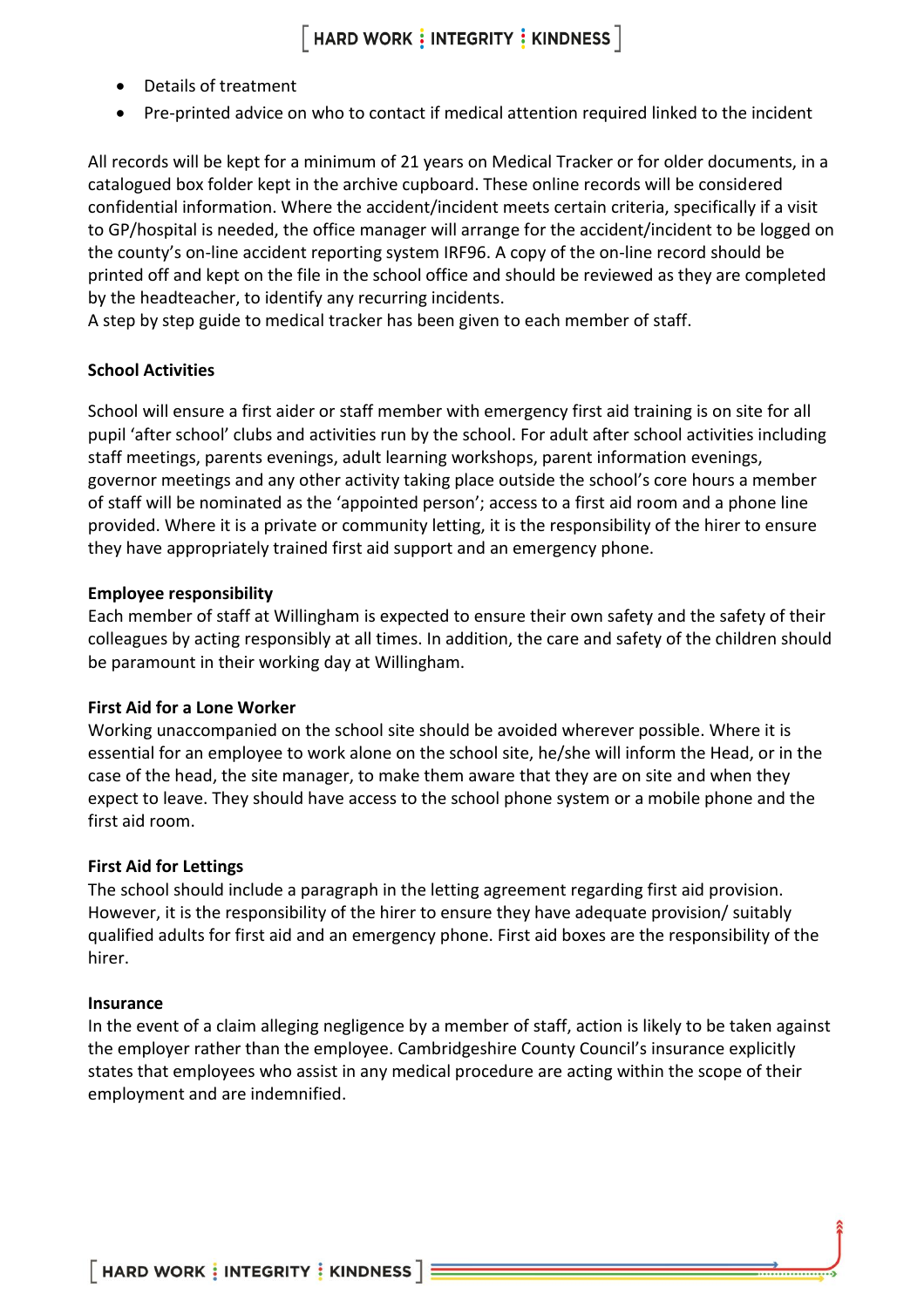- Details of treatment
- Pre-printed advice on who to contact if medical attention required linked to the incident

All records will be kept for a minimum of 21 years on Medical Tracker or for older documents, in a catalogued box folder kept in the archive cupboard. These online records will be considered confidential information. Where the accident/incident meets certain criteria, specifically if a visit to GP/hospital is needed, the office manager will arrange for the accident/incident to be logged on the county's on-line accident reporting system IRF96. A copy of the on-line record should be printed off and kept on the file in the school office and should be reviewed as they are completed by the headteacher, to identify any recurring incidents.
A step by step guide to medical tracker has been given to each member of staff.

**School Activities**

School will ensure a first aider or staff member with emergency first aid training is on site for all pupil 'after school' clubs and activities run by the school. For adult after school activities including staff meetings, parents evenings, adult learning workshops, parent information evenings, governor meetings and any other activity taking place outside the school's core hours a member of staff will be nominated as the 'appointed person'; access to a first aid room and a phone line provided. Where it is a private or community letting, it is the responsibility of the hirer to ensure they have appropriately trained first aid support and an emergency phone.

**Employee responsibility**
Each member of staff at Willingham is expected to ensure their own safety and the safety of their colleagues by acting responsibly at all times. In addition, the care and safety of the children should be paramount in their working day at Willingham.

**First Aid for a Lone Worker**
Working unaccompanied on the school site should be avoided wherever possible. Where it is essential for an employee to work alone on the school site, he/she will inform the Head, or in the case of the head, the site manager, to make them aware that they are on site and when they expect to leave. They should have access to the school phone system or a mobile phone and the first aid room.

**First Aid for Lettings**
The school should include a paragraph in the letting agreement regarding first aid provision. However, it is the responsibility of the hirer to ensure they have adequate provision/ suitably qualified adults for first aid and an emergency phone. First aid boxes are the responsibility of the hirer.

**Insurance**
In the event of a claim alleging negligence by a member of staff, action is likely to be taken against the employer rather than the employee. Cambridgeshire County Council's insurance explicitly states that employees who assist in any medical procedure are acting within the scope of their employment and are indemnified.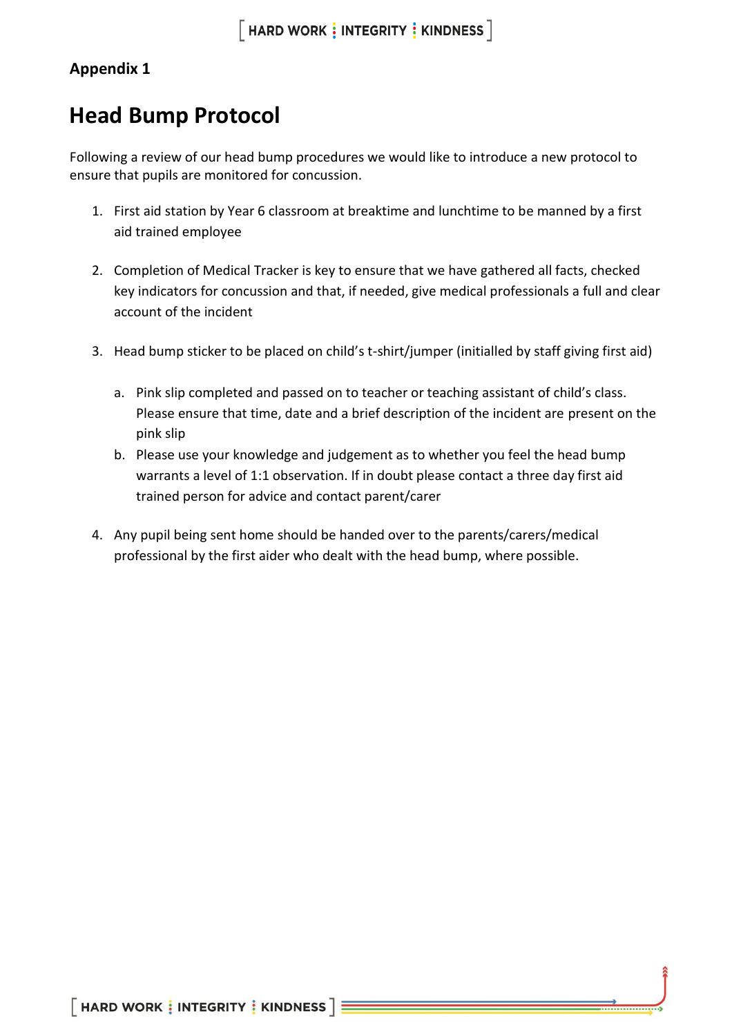**Appendix 1**

# Head Bump Protocol

Following a review of our head bump procedures we would like to introduce a new protocol to ensure that pupils are monitored for concussion.

1. First aid station by Year 6 classroom at breaktime and lunchtime to be manned by a first aid trained employee

2. Completion of Medical Tracker is key to ensure that we have gathered all facts, checked key indicators for concussion and that, if needed, give medical professionals a full and clear account of the incident

3. Head bump sticker to be placed on child's t-shirt/jumper (initialled by staff giving first aid)

    a. Pink slip completed and passed on to teacher or teaching assistant of child's class. Please ensure that time, date and a brief description of the incident are present on the pink slip
    b. Please use your knowledge and judgement as to whether you feel the head bump warrants a level of 1:1 observation. If in doubt please contact a three day first aid trained person for advice and contact parent/carer

4. Any pupil being sent home should be handed over to the parents/carers/medical professional by the first aider who dealt with the head bump, where possible.